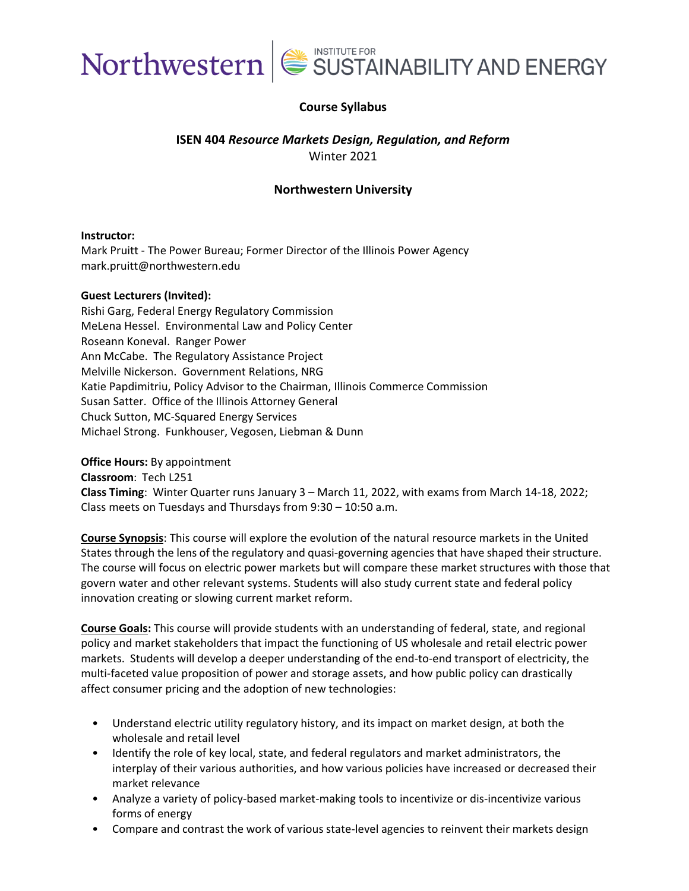Northwestern | INSTITUTE FOR SUSTAINABILITY AND ENERGY

**Course Syllabus**

**ISEN 404** ***Resource Markets Design, Regulation, and Reform***
Winter 2021

**Northwestern University**

**Instructor:**
Mark Pruitt - The Power Bureau; Former Director of the Illinois Power Agency
mark.pruitt@northwestern.edu

**Guest Lecturers (Invited):**
Rishi Garg, Federal Energy Regulatory Commission
MeLena Hessel. Environmental Law and Policy Center
Roseann Koneval. Ranger Power
Ann McCabe. The Regulatory Assistance Project
Melville Nickerson. Government Relations, NRG
Katie Papdimitriu, Policy Advisor to the Chairman, Illinois Commerce Commission
Susan Satter. Office of the Illinois Attorney General
Chuck Sutton, MC-Squared Energy Services
Michael Strong. Funkhouser, Vegosen, Liebman & Dunn

**Office Hours:** By appointment
**Classroom**: Tech L251
**Class Timing**: Winter Quarter runs January 3 – March 11, 2022, with exams from March 14-18, 2022; Class meets on Tuesdays and Thursdays from 9:30 – 10:50 a.m.

**Course Synopsis**: This course will explore the evolution of the natural resource markets in the United States through the lens of the regulatory and quasi-governing agencies that have shaped their structure. The course will focus on electric power markets but will compare these market structures with those that govern water and other relevant systems. Students will also study current state and federal policy innovation creating or slowing current market reform.

**Course Goals:** This course will provide students with an understanding of federal, state, and regional policy and market stakeholders that impact the functioning of US wholesale and retail electric power markets. Students will develop a deeper understanding of the end-to-end transport of electricity, the multi-faceted value proposition of power and storage assets, and how public policy can drastically affect consumer pricing and the adoption of new technologies:

- Understand electric utility regulatory history, and its impact on market design, at both the wholesale and retail level
- Identify the role of key local, state, and federal regulators and market administrators, the interplay of their various authorities, and how various policies have increased or decreased their market relevance
- Analyze a variety of policy-based market-making tools to incentivize or dis-incentivize various forms of energy
- Compare and contrast the work of various state-level agencies to reinvent their markets design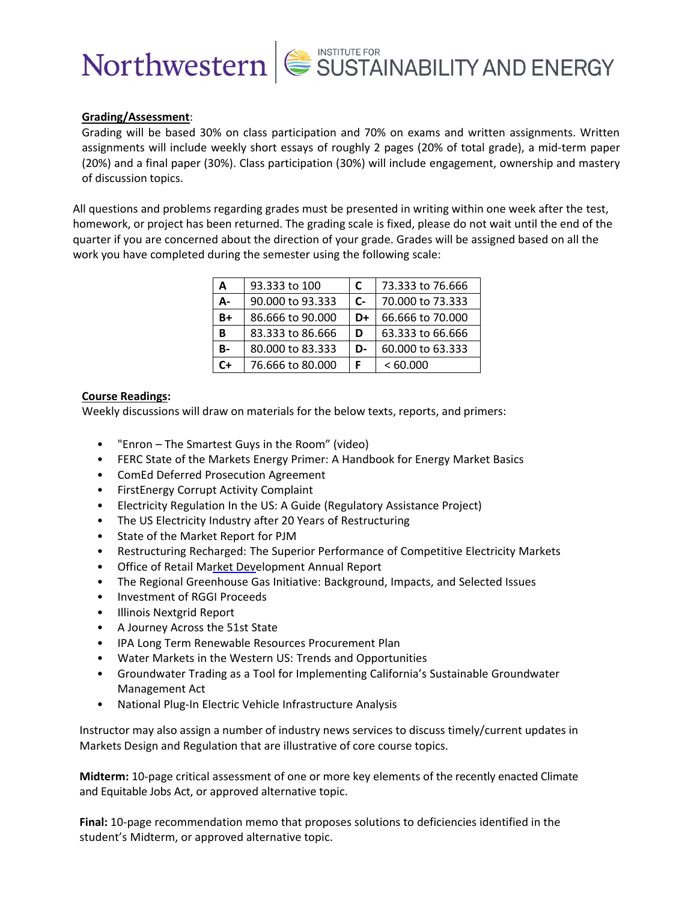**Grading/Assessment**:

Grading will be based 30% on class participation and 70% on exams and written assignments. Written assignments will include weekly short essays of roughly 2 pages (20% of total grade), a mid-term paper (20%) and a final paper (30%). Class participation (30%) will include engagement, ownership and mastery of discussion topics.

All questions and problems regarding grades must be presented in writing within one week after the test, homework, or project has been returned. The grading scale is fixed, please do not wait until the end of the quarter if you are concerned about the direction of your grade. Grades will be assigned based on all the work you have completed during the semester using the following scale:

| A | 93.333 to 100 | C | 73.333 to 76.666 |
|---|---|---|---|
| A- | 90.000 to 93.333 | C- | 70.000 to 73.333 |
| B+ | 86.666 to 90.000 | D+ | 66.666 to 70.000 |
| B | 83.333 to 86.666 | D | 63.333 to 66.666 |
| B- | 80.000 to 83.333 | D- | 60.000 to 63.333 |
| C+ | 76.666 to 80.000 | F | < 60.000 |

**Course Readings:**

Weekly discussions will draw on materials for the below texts, reports, and primers:

- "Enron – The Smartest Guys in the Room" (video)
- FERC State of the Markets Energy Primer: A Handbook for Energy Market Basics
- ComEd Deferred Prosecution Agreement
- FirstEnergy Corrupt Activity Complaint
- Electricity Regulation In the US: A Guide (Regulatory Assistance Project)
- The US Electricity Industry after 20 Years of Restructuring
- State of the Market Report for PJM
- Restructuring Recharged: The Superior Performance of Competitive Electricity Markets
- Office of Retail Market Development Annual Report
- The Regional Greenhouse Gas Initiative: Background, Impacts, and Selected Issues
- Investment of RGGI Proceeds
- Illinois Nextgrid Report
- A Journey Across the 51st State
- IPA Long Term Renewable Resources Procurement Plan
- Water Markets in the Western US: Trends and Opportunities
- Groundwater Trading as a Tool for Implementing California's Sustainable Groundwater Management Act
- National Plug-In Electric Vehicle Infrastructure Analysis

Instructor may also assign a number of industry news services to discuss timely/current updates in Markets Design and Regulation that are illustrative of core course topics.

**Midterm:** 10-page critical assessment of one or more key elements of the recently enacted Climate and Equitable Jobs Act, or approved alternative topic.

**Final:** 10-page recommendation memo that proposes solutions to deficiencies identified in the student's Midterm, or approved alternative topic.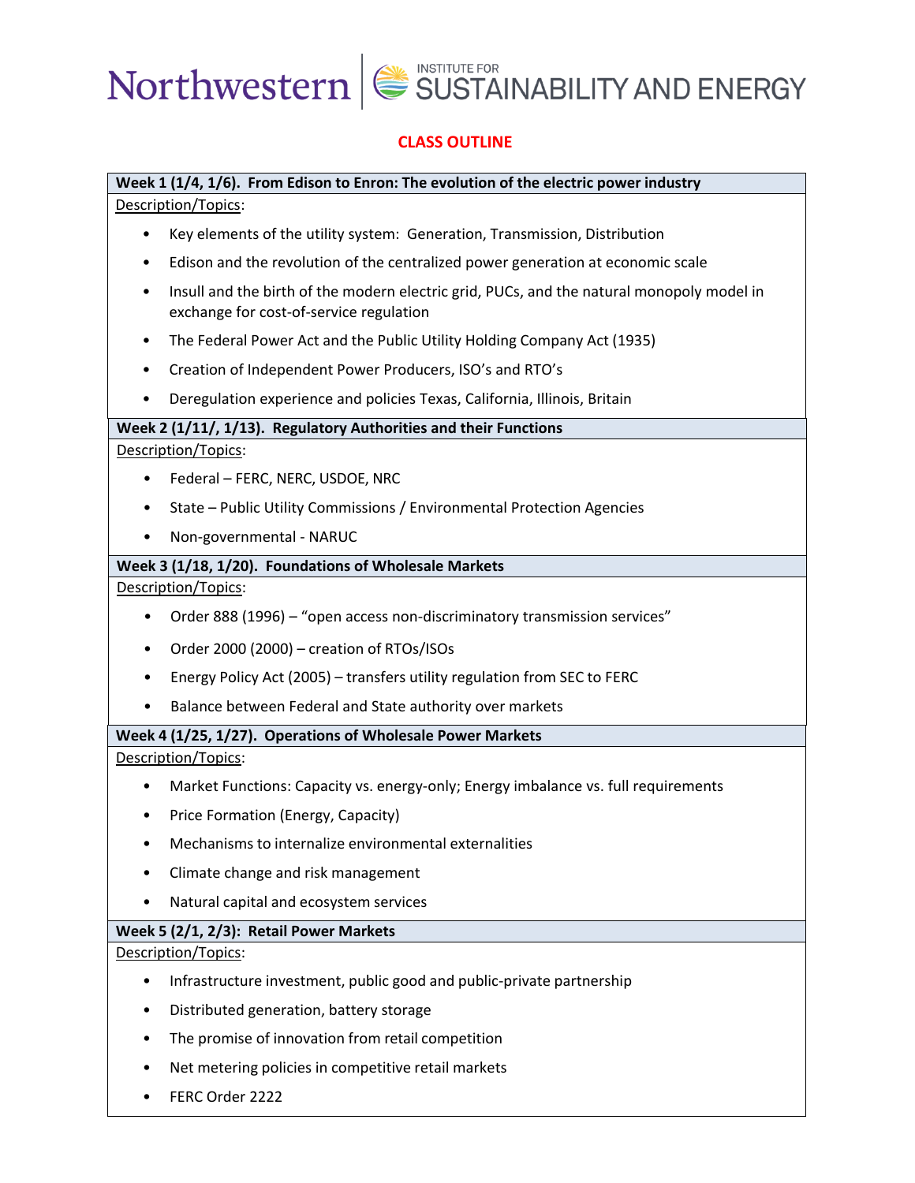## CLASS OUTLINE

**Week 1 (1/4, 1/6). From Edison to Enron: The evolution of the electric power industry**

Description/Topics:

- Key elements of the utility system: Generation, Transmission, Distribution
- Edison and the revolution of the centralized power generation at economic scale
- Insull and the birth of the modern electric grid, PUCs, and the natural monopoly model in exchange for cost-of-service regulation
- The Federal Power Act and the Public Utility Holding Company Act (1935)
- Creation of Independent Power Producers, ISO's and RTO's
- Deregulation experience and policies Texas, California, Illinois, Britain

**Week 2 (1/11/, 1/13). Regulatory Authorities and their Functions**

Description/Topics:

- Federal – FERC, NERC, USDOE, NRC
- State – Public Utility Commissions / Environmental Protection Agencies
- Non-governmental - NARUC

**Week 3 (1/18, 1/20). Foundations of Wholesale Markets**

Description/Topics:

- Order 888 (1996) – "open access non-discriminatory transmission services"
- Order 2000 (2000) – creation of RTOs/ISOs
- Energy Policy Act (2005) – transfers utility regulation from SEC to FERC
- Balance between Federal and State authority over markets

**Week 4 (1/25, 1/27). Operations of Wholesale Power Markets**

Description/Topics:

- Market Functions: Capacity vs. energy-only; Energy imbalance vs. full requirements
- Price Formation (Energy, Capacity)
- Mechanisms to internalize environmental externalities
- Climate change and risk management
- Natural capital and ecosystem services

**Week 5 (2/1, 2/3): Retail Power Markets**

Description/Topics:

- Infrastructure investment, public good and public-private partnership
- Distributed generation, battery storage
- The promise of innovation from retail competition
- Net metering policies in competitive retail markets
- FERC Order 2222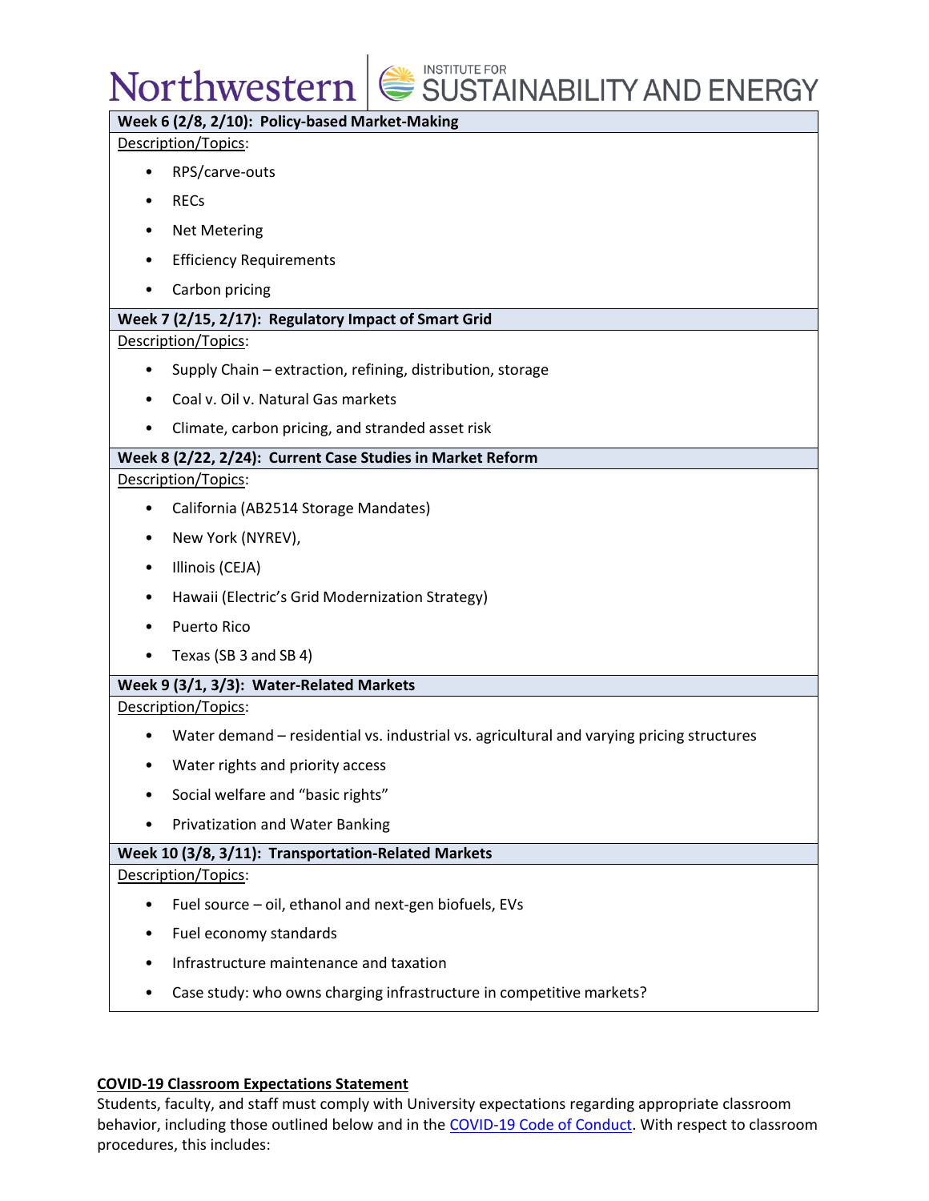**Week 6 (2/8, 2/10): Policy-based Market-Making**

Description/Topics:

- RPS/carve-outs
- RECs
- Net Metering
- Efficiency Requirements
- Carbon pricing

**Week 7 (2/15, 2/17): Regulatory Impact of Smart Grid**

Description/Topics:

- Supply Chain – extraction, refining, distribution, storage
- Coal v. Oil v. Natural Gas markets
- Climate, carbon pricing, and stranded asset risk

**Week 8 (2/22, 2/24): Current Case Studies in Market Reform**

Description/Topics:

- California (AB2514 Storage Mandates)
- New York (NYREV),
- Illinois (CEJA)
- Hawaii (Electric's Grid Modernization Strategy)
- Puerto Rico
- Texas (SB 3 and SB 4)

**Week 9 (3/1, 3/3): Water-Related Markets**

Description/Topics:

- Water demand – residential vs. industrial vs. agricultural and varying pricing structures
- Water rights and priority access
- Social welfare and "basic rights"
- Privatization and Water Banking

**Week 10 (3/8, 3/11): Transportation-Related Markets**

Description/Topics:

- Fuel source – oil, ethanol and next-gen biofuels, EVs
- Fuel economy standards
- Infrastructure maintenance and taxation
- Case study: who owns charging infrastructure in competitive markets?

## COVID-19 Classroom Expectations Statement

Students, faculty, and staff must comply with University expectations regarding appropriate classroom behavior, including those outlined below and in the COVID-19 Code of Conduct. With respect to classroom procedures, this includes: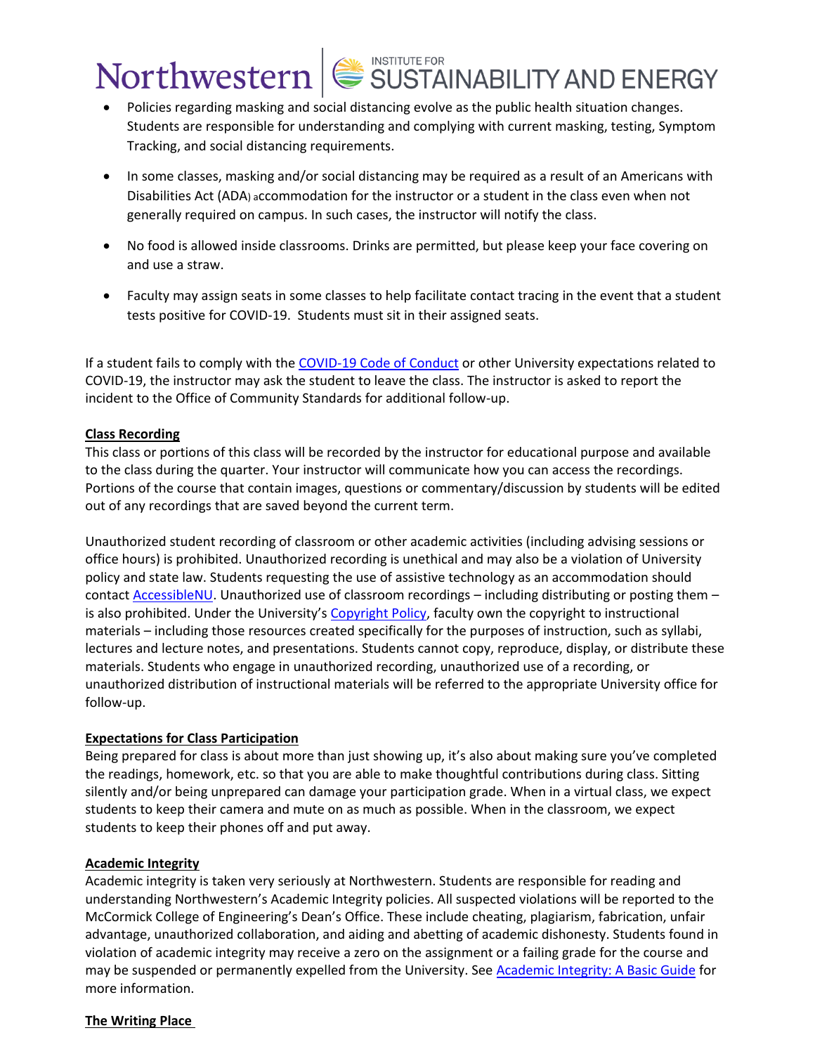- Policies regarding masking and social distancing evolve as the public health situation changes. Students are responsible for understanding and complying with current masking, testing, Symptom Tracking, and social distancing requirements.

- In some classes, masking and/or social distancing may be required as a result of an Americans with Disabilities Act (ADA) accommodation for the instructor or a student in the class even when not generally required on campus. In such cases, the instructor will notify the class.

- No food is allowed inside classrooms. Drinks are permitted, but please keep your face covering on and use a straw.

- Faculty may assign seats in some classes to help facilitate contact tracing in the event that a student tests positive for COVID-19. Students must sit in their assigned seats.

If a student fails to comply with the COVID-19 Code of Conduct or other University expectations related to COVID-19, the instructor may ask the student to leave the class. The instructor is asked to report the incident to the Office of Community Standards for additional follow-up.

**Class Recording**

This class or portions of this class will be recorded by the instructor for educational purpose and available to the class during the quarter. Your instructor will communicate how you can access the recordings. Portions of the course that contain images, questions or commentary/discussion by students will be edited out of any recordings that are saved beyond the current term.

Unauthorized student recording of classroom or other academic activities (including advising sessions or office hours) is prohibited. Unauthorized recording is unethical and may also be a violation of University policy and state law. Students requesting the use of assistive technology as an accommodation should contact AccessibleNU. Unauthorized use of classroom recordings – including distributing or posting them – is also prohibited. Under the University's Copyright Policy, faculty own the copyright to instructional materials – including those resources created specifically for the purposes of instruction, such as syllabi, lectures and lecture notes, and presentations. Students cannot copy, reproduce, display, or distribute these materials. Students who engage in unauthorized recording, unauthorized use of a recording, or unauthorized distribution of instructional materials will be referred to the appropriate University office for follow-up.

**Expectations for Class Participation**

Being prepared for class is about more than just showing up, it's also about making sure you've completed the readings, homework, etc. so that you are able to make thoughtful contributions during class. Sitting silently and/or being unprepared can damage your participation grade. When in a virtual class, we expect students to keep their camera and mute on as much as possible. When in the classroom, we expect students to keep their phones off and put away.

**Academic Integrity**

Academic integrity is taken very seriously at Northwestern. Students are responsible for reading and understanding Northwestern's Academic Integrity policies. All suspected violations will be reported to the McCormick College of Engineering's Dean's Office. These include cheating, plagiarism, fabrication, unfair advantage, unauthorized collaboration, and aiding and abetting of academic dishonesty. Students found in violation of academic integrity may receive a zero on the assignment or a failing grade for the course and may be suspended or permanently expelled from the University. See Academic Integrity: A Basic Guide for more information.

**The Writing Place**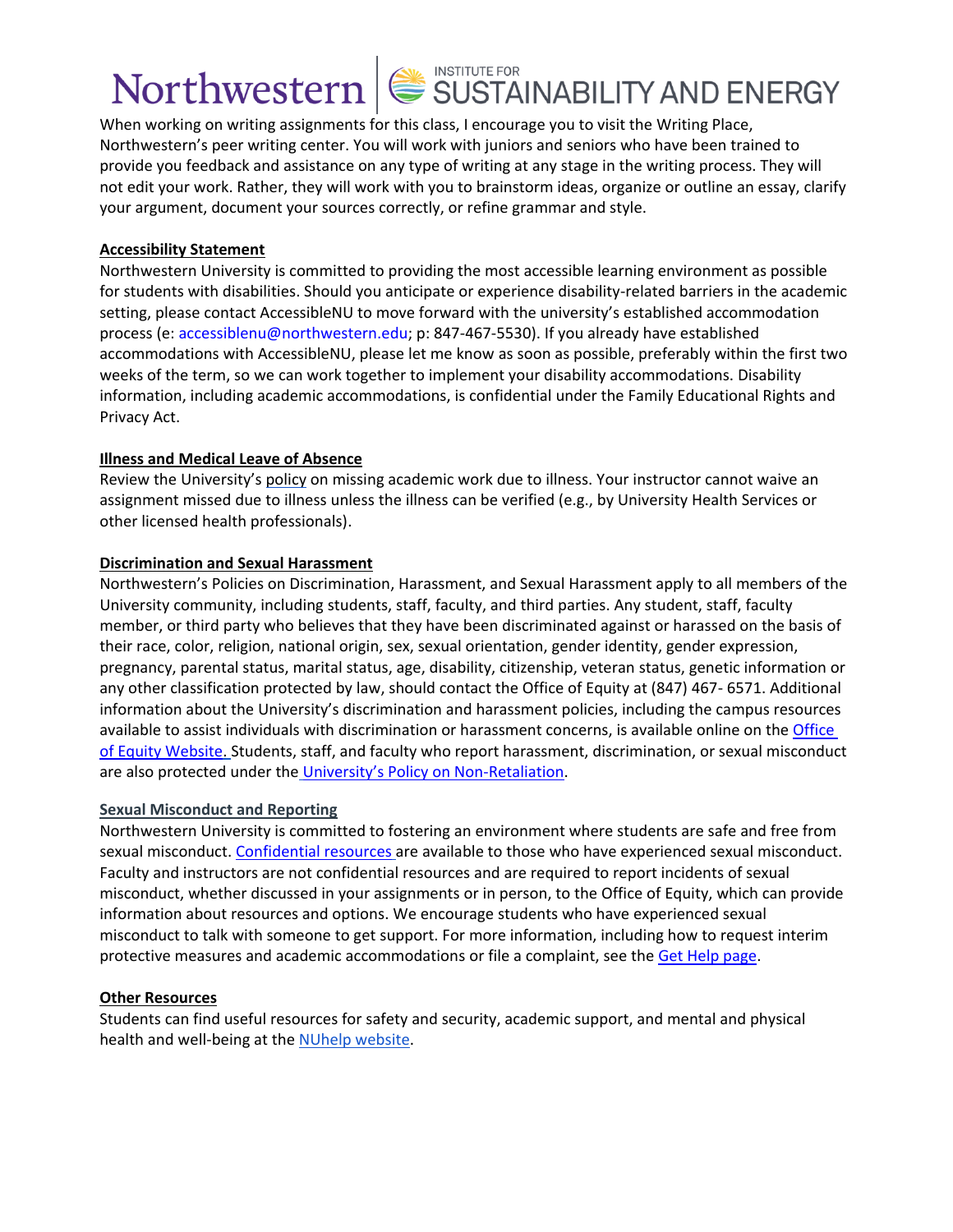When working on writing assignments for this class, I encourage you to visit the Writing Place, Northwestern's peer writing center. You will work with juniors and seniors who have been trained to provide you feedback and assistance on any type of writing at any stage in the writing process. They will not edit your work. Rather, they will work with you to brainstorm ideas, organize or outline an essay, clarify your argument, document your sources correctly, or refine grammar and style.

**Accessibility Statement**

Northwestern University is committed to providing the most accessible learning environment as possible for students with disabilities. Should you anticipate or experience disability-related barriers in the academic setting, please contact AccessibleNU to move forward with the university's established accommodation process (e: accessiblenu@northwestern.edu; p: 847-467-5530). If you already have established accommodations with AccessibleNU, please let me know as soon as possible, preferably within the first two weeks of the term, so we can work together to implement your disability accommodations. Disability information, including academic accommodations, is confidential under the Family Educational Rights and Privacy Act.

**Illness and Medical Leave of Absence**

Review the University's policy on missing academic work due to illness. Your instructor cannot waive an assignment missed due to illness unless the illness can be verified (e.g., by University Health Services or other licensed health professionals).

**Discrimination and Sexual Harassment**

Northwestern's Policies on Discrimination, Harassment, and Sexual Harassment apply to all members of the University community, including students, staff, faculty, and third parties. Any student, staff, faculty member, or third party who believes that they have been discriminated against or harassed on the basis of their race, color, religion, national origin, sex, sexual orientation, gender identity, gender expression, pregnancy, parental status, marital status, age, disability, citizenship, veteran status, genetic information or any other classification protected by law, should contact the Office of Equity at (847) 467- 6571. Additional information about the University's discrimination and harassment policies, including the campus resources available to assist individuals with discrimination or harassment concerns, is available online on the Office of Equity Website. Students, staff, and faculty who report harassment, discrimination, or sexual misconduct are also protected under the University's Policy on Non-Retaliation.

**Sexual Misconduct and Reporting**

Northwestern University is committed to fostering an environment where students are safe and free from sexual misconduct. Confidential resources are available to those who have experienced sexual misconduct. Faculty and instructors are not confidential resources and are required to report incidents of sexual misconduct, whether discussed in your assignments or in person, to the Office of Equity, which can provide information about resources and options. We encourage students who have experienced sexual misconduct to talk with someone to get support. For more information, including how to request interim protective measures and academic accommodations or file a complaint, see the Get Help page.

**Other Resources**

Students can find useful resources for safety and security, academic support, and mental and physical health and well-being at the NUhelp website.